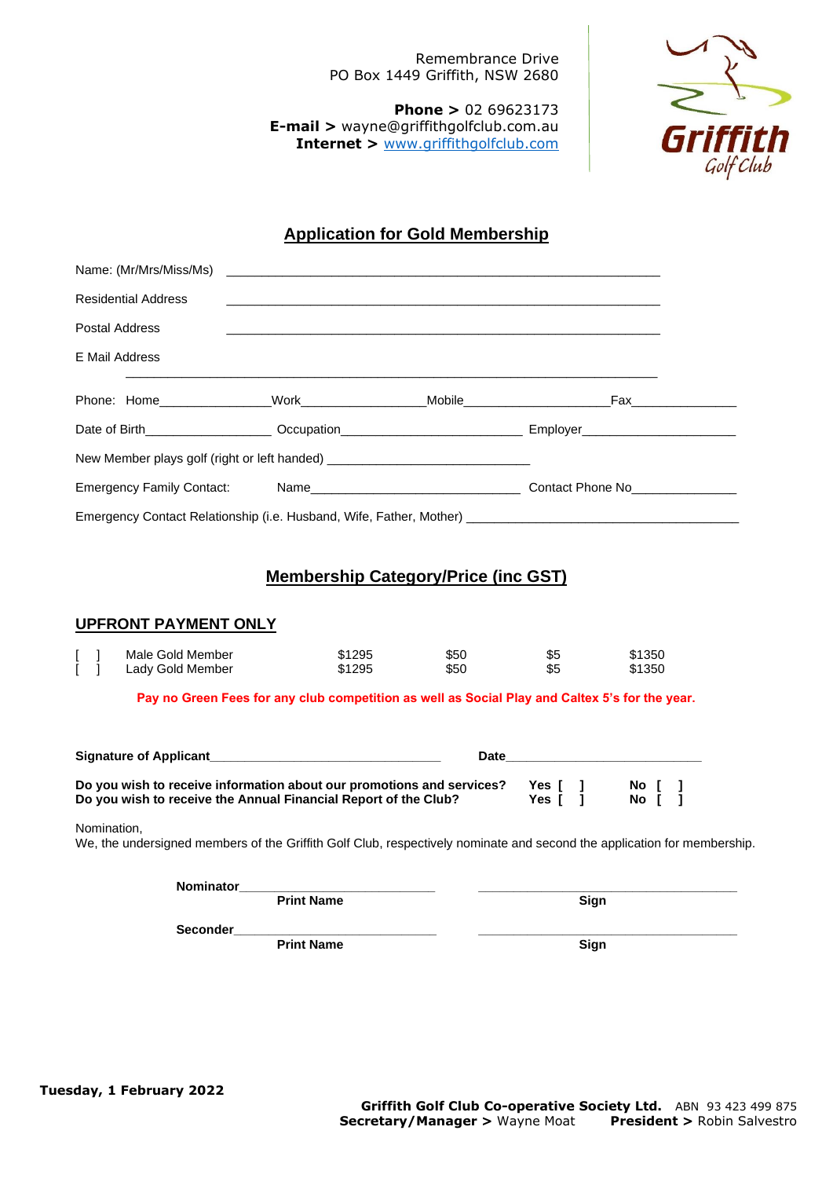Remembrance Drive
PO Box 1449 Griffith, NSW 2680

**Phone >** 02 69623173
**E-mail >** wayne@griffithgolfclub.com.au
**Internet >** www.griffithgolfclub.com

Griffith Golf Club

## Application for Gold Membership

Name: (Mr/Mrs/Miss/Ms) ____________________________________________________________

Residential Address ____________________________________________________________

Postal Address ____________________________________________________________

E Mail Address ____________________________________________________________

Phone: Home_______________Work_________________Mobile____________________Fax_______________

Date of Birth__________________ Occupation_________________________ Employer______________________

New Member plays golf (right or left handed) _____________________________

Emergency Family Contact: Name______________________________ Contact Phone No_______________

Emergency Contact Relationship (i.e. Husband, Wife, Father, Mother) _______________________________________

## Membership Category/Price (inc GST)

### UPFRONT PAYMENT ONLY

| | | | | | |
|---|---|---|---|---|---|
| [ ] | Male Gold Member | $1295 | $50 | $5 | $1350 |
| [ ] | Lady Gold Member | $1295 | $50 | $5 | $1350 |

**Pay no Green Fees for any club competition as well as Social Play and Caltex 5's for the year.**

**Signature of Applicant**________________________________ **Date**____________________________

**Do you wish to receive information about our promotions and services?** **Yes [ ]** **No [ ]**
**Do you wish to receive the Annual Financial Report of the Club?** **Yes [ ]** **No [ ]**

Nomination,
We, the undersigned members of the Griffith Golf Club, respectively nominate and second the application for membership.

**Nominator**____________________________ ____________________________________
**Print Name** **Sign**

**Seconder**____________________________ ____________________________________
**Print Name** **Sign**

**Tuesday, 1 February 2022**

**Griffith Golf Club Co-operative Society Ltd.** ABN 93 423 499 875
**Secretary/Manager >** Wayne Moat **President >** Robin Salvestro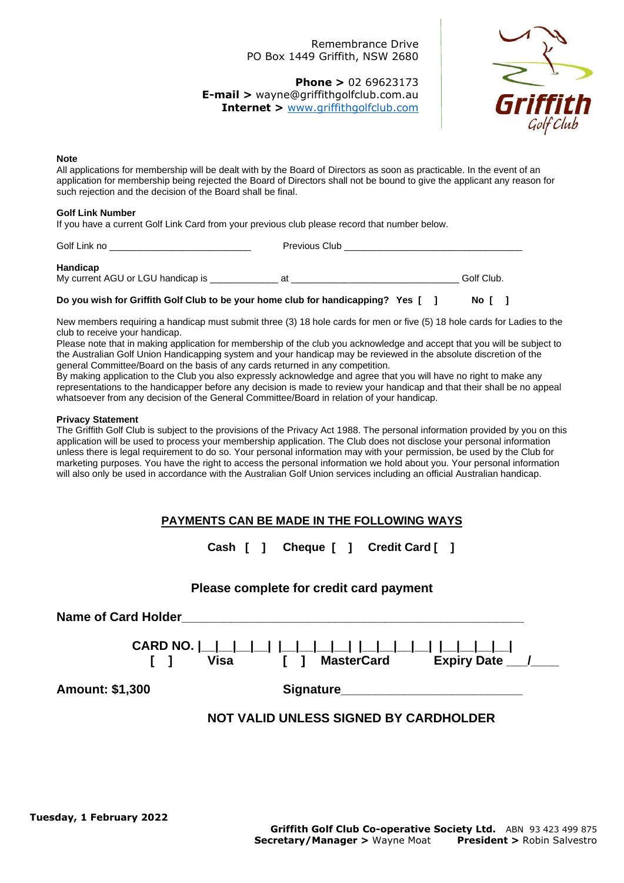Remembrance Drive
PO Box 1449 Griffith, NSW 2680

**Phone >** 02 69623173
**E-mail >** wayne@griffithgolfclub.com.au
**Internet >** www.griffithgolfclub.com

Griffith Golf Club

**Note**

All applications for membership will be dealt with by the Board of Directors as soon as practicable. In the event of an application for membership being rejected the Board of Directors shall not be bound to give the applicant any reason for such rejection and the decision of the Board shall be final.

**Golf Link Number**

If you have a current Golf Link Card from your previous club please record that number below.

Golf Link no __________________________ Previous Club _________________________________

**Handicap**

My current AGU or LGU handicap is _____________ at _______________________________ Golf Club.

**Do you wish for Griffith Golf Club to be your home club for handicapping? Yes [ ] No [ ]**

New members requiring a handicap must submit three (3) 18 hole cards for men or five (5) 18 hole cards for Ladies to the club to receive your handicap.

Please note that in making application for membership of the club you acknowledge and accept that you will be subject to the Australian Golf Union Handicapping system and your handicap may be reviewed in the absolute discretion of the general Committee/Board on the basis of any cards returned in any competition.

By making application to the Club you also expressly acknowledge and agree that you will have no right to make any representations to the handicapper before any decision is made to review your handicap and that their shall be no appeal whatsoever from any decision of the General Committee/Board in relation of your handicap.

**Privacy Statement**

The Griffith Golf Club is subject to the provisions of the Privacy Act 1988. The personal information provided by you on this application will be used to process your membership application. The Club does not disclose your personal information unless there is legal requirement to do so. Your personal information may with your permission, be used by the Club for marketing purposes. You have the right to access the personal information we hold about you. Your personal information will also only be used in accordance with the Australian Golf Union services including an official Australian handicap.

## PAYMENTS CAN BE MADE IN THE FOLLOWING WAYS

**Cash [ ] Cheque [ ] Credit Card [ ]**

### Please complete for credit card payment

**Name of Card Holder**_____________________________________________________

**CARD NO. |__|__|__|__| |__|__|__|__| |__|__|__|__| |__|__|__|__|**

**[ ] Visa [ ] MasterCard Expiry Date ___/____**

**Amount: $1,300** **Signature**__________________________

**NOT VALID UNLESS SIGNED BY CARDHOLDER**

**Tuesday, 1 February 2022**

**Griffith Golf Club Co-operative Society Ltd.** ABN 93 423 499 875
**Secretary/Manager >** Wayne Moat **President >** Robin Salvestro